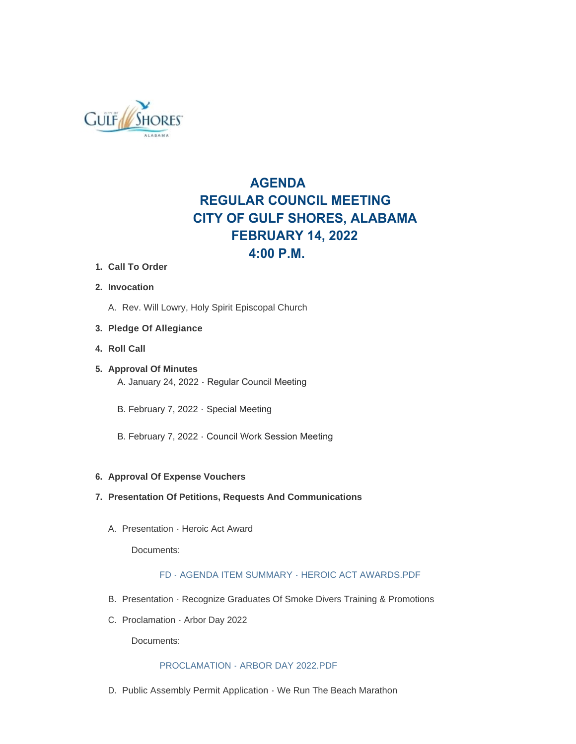# AGENDA
# REGULAR COUNCIL MEETING
# CITY OF GULF SHORES, ALABAMA
# FEBRUARY 14, 2022
# 4:00 P.M.

1. **Call To Order**
2. **Invocation**
   A. Rev. Will Lowry, Holy Spirit Episcopal Church
3. **Pledge Of Allegiance**
4. **Roll Call**
5. **Approval Of Minutes**
   A. January 24, 2022 - Regular Council Meeting

   B. February 7, 2022 - Special Meeting

   B. February 7, 2022 - Council Work Session Meeting
6. **Approval Of Expense Vouchers**
7. **Presentation Of Petitions, Requests And Communications**

   A. Presentation - Heroic Act Award

   Documents:

   FD - AGENDA ITEM SUMMARY - HEROIC ACT AWARDS.PDF

   B. Presentation - Recognize Graduates Of Smoke Divers Training & Promotions

   C. Proclamation - Arbor Day 2022

   Documents:

   PROCLAMATION - ARBOR DAY 2022.PDF

   D. Public Assembly Permit Application - We Run The Beach Marathon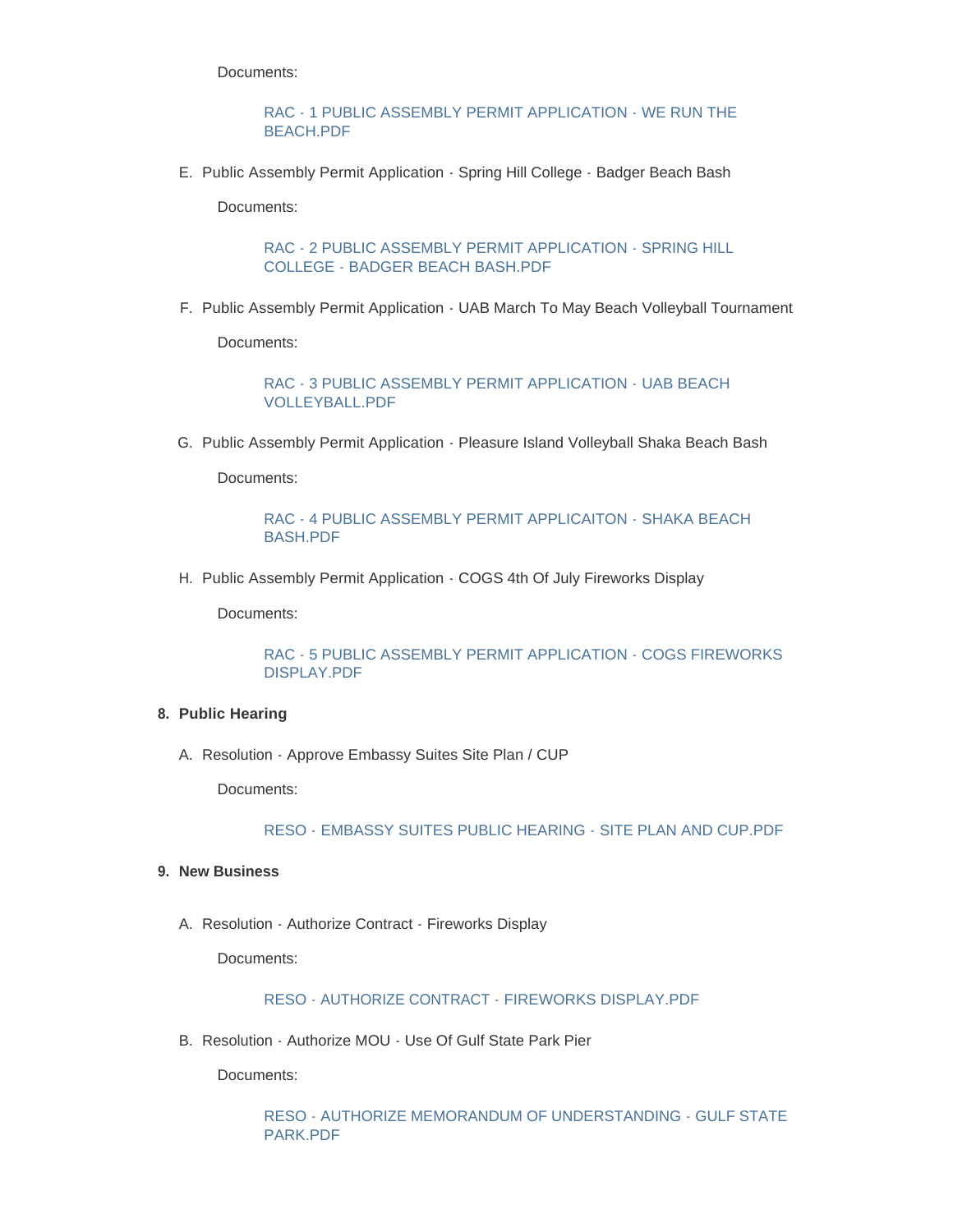Documents:

RAC - 1 PUBLIC ASSEMBLY PERMIT APPLICATION - WE RUN THE BEACH.PDF

E. Public Assembly Permit Application - Spring Hill College - Badger Beach Bash

Documents:

RAC - 2 PUBLIC ASSEMBLY PERMIT APPLICATION - SPRING HILL COLLEGE - BADGER BEACH BASH.PDF

F. Public Assembly Permit Application - UAB March To May Beach Volleyball Tournament

Documents:

RAC - 3 PUBLIC ASSEMBLY PERMIT APPLICATION - UAB BEACH VOLLEYBALL.PDF

G. Public Assembly Permit Application - Pleasure Island Volleyball Shaka Beach Bash

Documents:

RAC - 4 PUBLIC ASSEMBLY PERMIT APPLICAITON - SHAKA BEACH BASH.PDF

H. Public Assembly Permit Application - COGS 4th Of July Fireworks Display

Documents:

RAC - 5 PUBLIC ASSEMBLY PERMIT APPLICATION - COGS FIREWORKS DISPLAY.PDF

**8. Public Hearing**

A. Resolution - Approve Embassy Suites Site Plan / CUP

Documents:

RESO - EMBASSY SUITES PUBLIC HEARING - SITE PLAN AND CUP.PDF

**9. New Business**

A. Resolution - Authorize Contract - Fireworks Display

Documents:

RESO - AUTHORIZE CONTRACT - FIREWORKS DISPLAY.PDF

B. Resolution - Authorize MOU - Use Of Gulf State Park Pier

Documents:

RESO - AUTHORIZE MEMORANDUM OF UNDERSTANDING - GULF STATE PARK.PDF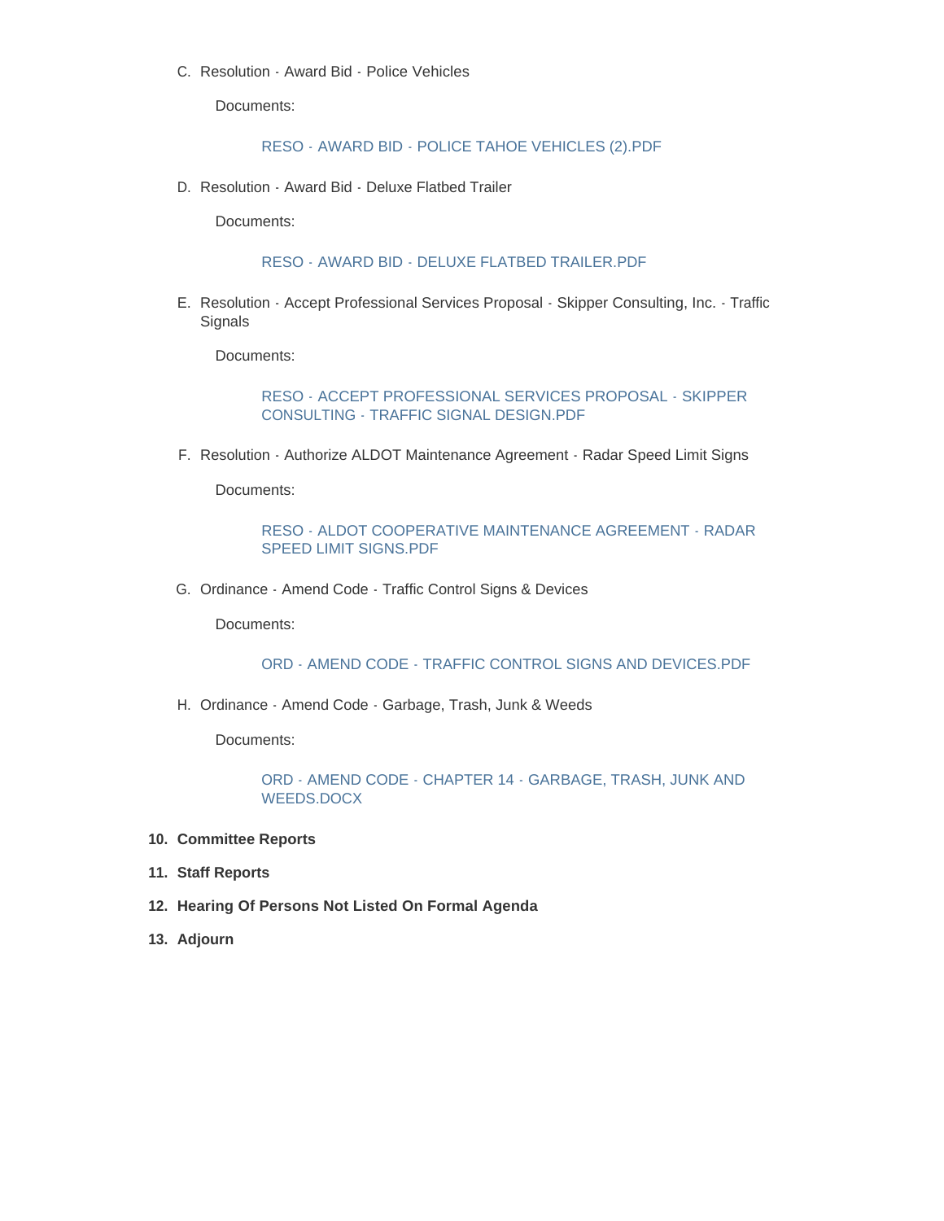C. Resolution - Award Bid - Police Vehicles

Documents:

RESO - AWARD BID - POLICE TAHOE VEHICLES (2).PDF

D. Resolution - Award Bid - Deluxe Flatbed Trailer

Documents:

RESO - AWARD BID - DELUXE FLATBED TRAILER.PDF

E. Resolution - Accept Professional Services Proposal - Skipper Consulting, Inc. - Traffic Signals

Documents:

RESO - ACCEPT PROFESSIONAL SERVICES PROPOSAL - SKIPPER CONSULTING - TRAFFIC SIGNAL DESIGN.PDF

F. Resolution - Authorize ALDOT Maintenance Agreement - Radar Speed Limit Signs

Documents:

RESO - ALDOT COOPERATIVE MAINTENANCE AGREEMENT - RADAR SPEED LIMIT SIGNS.PDF

G. Ordinance - Amend Code - Traffic Control Signs & Devices

Documents:

ORD - AMEND CODE - TRAFFIC CONTROL SIGNS AND DEVICES.PDF

H. Ordinance - Amend Code - Garbage, Trash, Junk & Weeds

Documents:

ORD - AMEND CODE - CHAPTER 14 - GARBAGE, TRASH, JUNK AND WEEDS.DOCX

**10. Committee Reports**

**11. Staff Reports**

**12. Hearing Of Persons Not Listed On Formal Agenda**

**13. Adjourn**